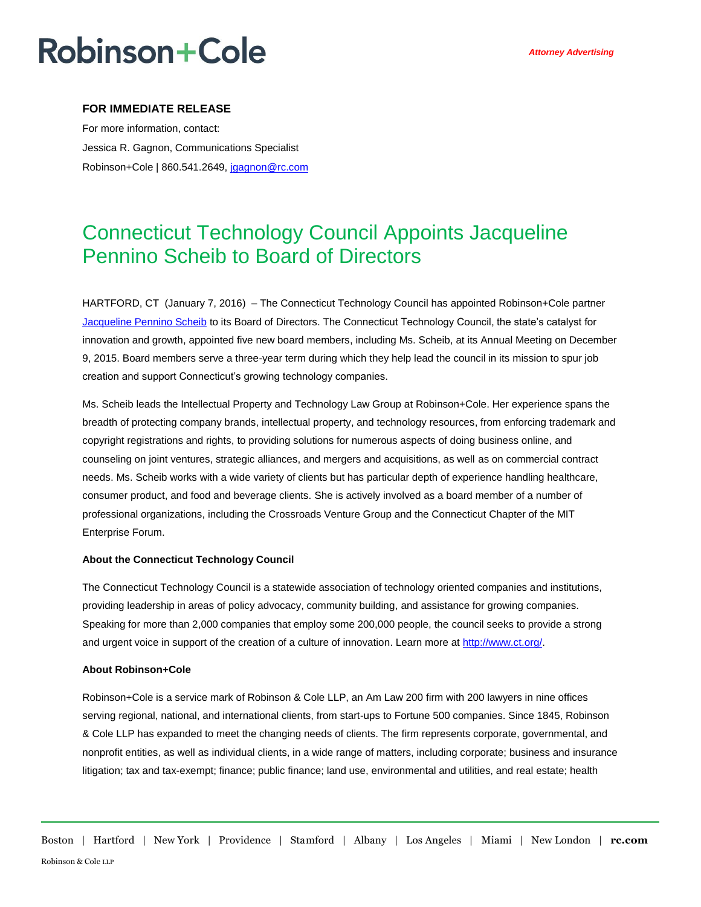Robinson+Cole

*Attorney Advertising*

**FOR IMMEDIATE RELEASE**

For more information, contact:

Jessica R. Gagnon, Communications Specialist

Robinson+Cole | 860.541.2649, [jgagnon@rc.com](mailto:jgagnon@rc.com)

# Connecticut Technology Council Appoints Jacqueline Pennino Scheib to Board of Directors

HARTFORD, CT (January 7, 2016) – The Connecticut Technology Council has appointed Robinson+Cole partner Jacqueline Pennino Scheib to its Board of Directors. The Connecticut Technology Council, the state's catalyst for innovation and growth, appointed five new board members, including Ms. Scheib, at its Annual Meeting on December 9, 2015. Board members serve a three-year term during which they help lead the council in its mission to spur job creation and support Connecticut's growing technology companies.

Ms. Scheib leads the Intellectual Property and Technology Law Group at Robinson+Cole. Her experience spans the breadth of protecting company brands, intellectual property, and technology resources, from enforcing trademark and copyright registrations and rights, to providing solutions for numerous aspects of doing business online, and counseling on joint ventures, strategic alliances, and mergers and acquisitions, as well as on commercial contract needs. Ms. Scheib works with a wide variety of clients but has particular depth of experience handling healthcare, consumer product, and food and beverage clients. She is actively involved as a board member of a number of professional organizations, including the Crossroads Venture Group and the Connecticut Chapter of the MIT Enterprise Forum.

**About the Connecticut Technology Council**

The Connecticut Technology Council is a statewide association of technology oriented companies and institutions, providing leadership in areas of policy advocacy, community building, and assistance for growing companies. Speaking for more than 2,000 companies that employ some 200,000 people, the council seeks to provide a strong and urgent voice in support of the creation of a culture of innovation. Learn more at http://www.ct.org/.

**About Robinson+Cole**

Robinson+Cole is a service mark of Robinson & Cole LLP, an Am Law 200 firm with 200 lawyers in nine offices serving regional, national, and international clients, from start-ups to Fortune 500 companies. Since 1845, Robinson & Cole LLP has expanded to meet the changing needs of clients. The firm represents corporate, governmental, and nonprofit entities, as well as individual clients, in a wide range of matters, including corporate; business and insurance litigation; tax and tax-exempt; finance; public finance; land use, environmental and utilities, and real estate; health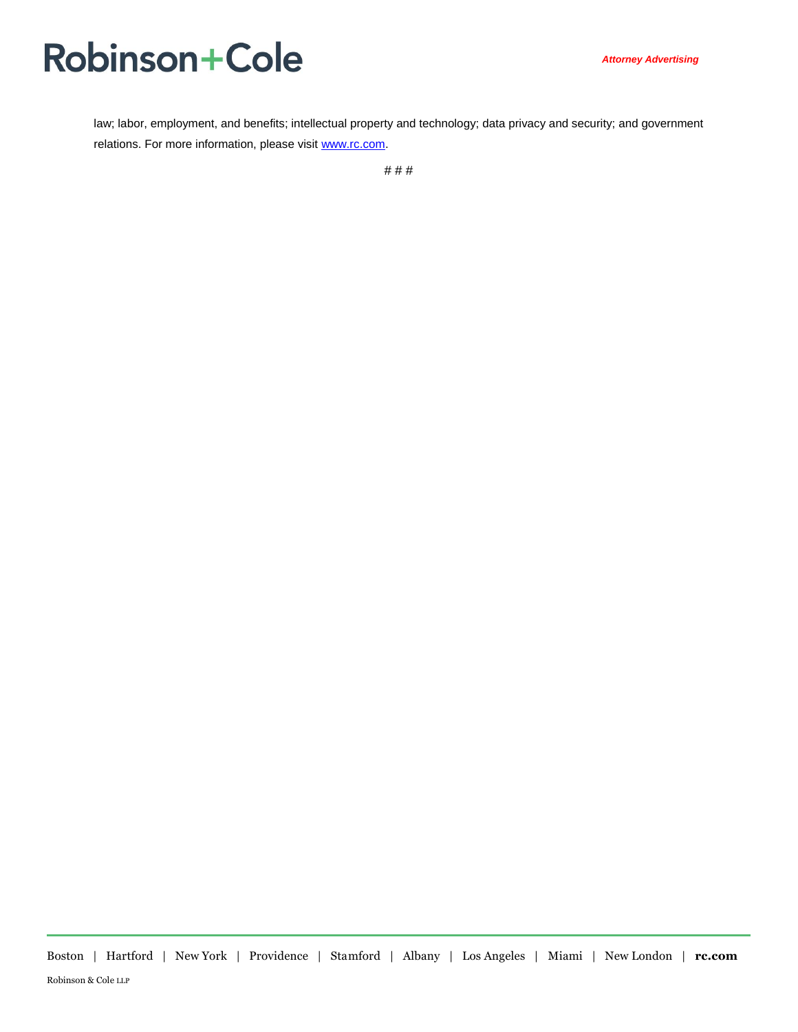law; labor, employment, and benefits; intellectual property and technology; data privacy and security; and government relations. For more information, please visit [www.rc.com](http://www.rc.com).

# # #